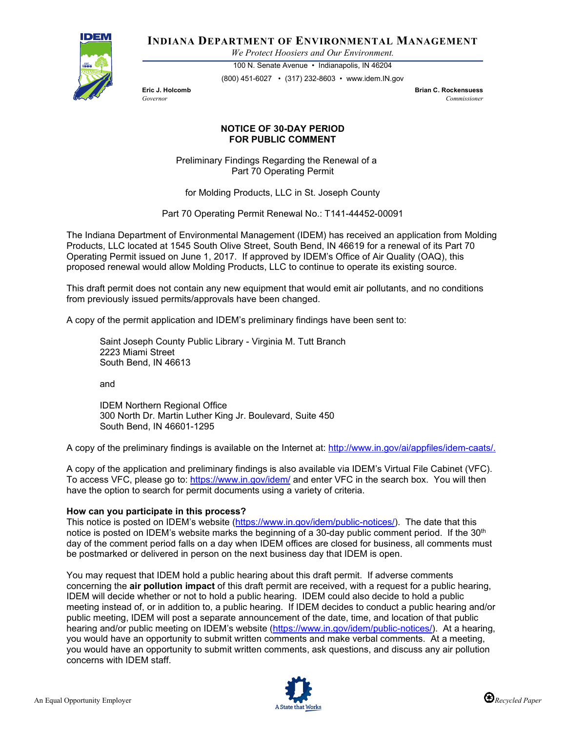**INDIANA DEPARTMENT OF ENVIRONMENTAL MANAGEMENT**

*We Protect Hoosiers and Our Environment.*

100 N. Senate Avenue • Indianapolis, IN 46204

(800) 451-6027 • (317) 232-8603 • www.idem.IN.gov

**Eric J. Holcomb**
*Governor*

**Brian C. Rockensuess**
*Commissioner*

## NOTICE OF 30-DAY PERIOD FOR PUBLIC COMMENT

Preliminary Findings Regarding the Renewal of a Part 70 Operating Permit

for Molding Products, LLC in St. Joseph County

Part 70 Operating Permit Renewal No.: T141-44452-00091

The Indiana Department of Environmental Management (IDEM) has received an application from Molding Products, LLC located at 1545 South Olive Street, South Bend, IN 46619 for a renewal of its Part 70 Operating Permit issued on June 1, 2017. If approved by IDEM's Office of Air Quality (OAQ), this proposed renewal would allow Molding Products, LLC to continue to operate its existing source.

This draft permit does not contain any new equipment that would emit air pollutants, and no conditions from previously issued permits/approvals have been changed.

A copy of the permit application and IDEM's preliminary findings have been sent to:

> Saint Joseph County Public Library - Virginia M. Tutt Branch
> 2223 Miami Street
> South Bend, IN 46613
>
> and
>
> IDEM Northern Regional Office
> 300 North Dr. Martin Luther King Jr. Boulevard, Suite 450
> South Bend, IN 46601-1295

A copy of the preliminary findings is available on the Internet at: http://www.in.gov/ai/appfiles/idem-caats/.

A copy of the application and preliminary findings is also available via IDEM's Virtual File Cabinet (VFC). To access VFC, please go to: https://www.in.gov/idem/ and enter VFC in the search box. You will then have the option to search for permit documents using a variety of criteria.

**How can you participate in this process?**
This notice is posted on IDEM's website (https://www.in.gov/idem/public-notices/). The date that this notice is posted on IDEM's website marks the beginning of a 30-day public comment period. If the 30th day of the comment period falls on a day when IDEM offices are closed for business, all comments must be postmarked or delivered in person on the next business day that IDEM is open.

You may request that IDEM hold a public hearing about this draft permit. If adverse comments concerning the **air pollution impact** of this draft permit are received, with a request for a public hearing, IDEM will decide whether or not to hold a public hearing. IDEM could also decide to hold a public meeting instead of, or in addition to, a public hearing. If IDEM decides to conduct a public hearing and/or public meeting, IDEM will post a separate announcement of the date, time, and location of that public hearing and/or public meeting on IDEM's website (https://www.in.gov/idem/public-notices/). At a hearing, you would have an opportunity to submit written comments and make verbal comments. At a meeting, you would have an opportunity to submit written comments, ask questions, and discuss any air pollution concerns with IDEM staff.

An Equal Opportunity Employer

A State that Works

*Recycled Paper*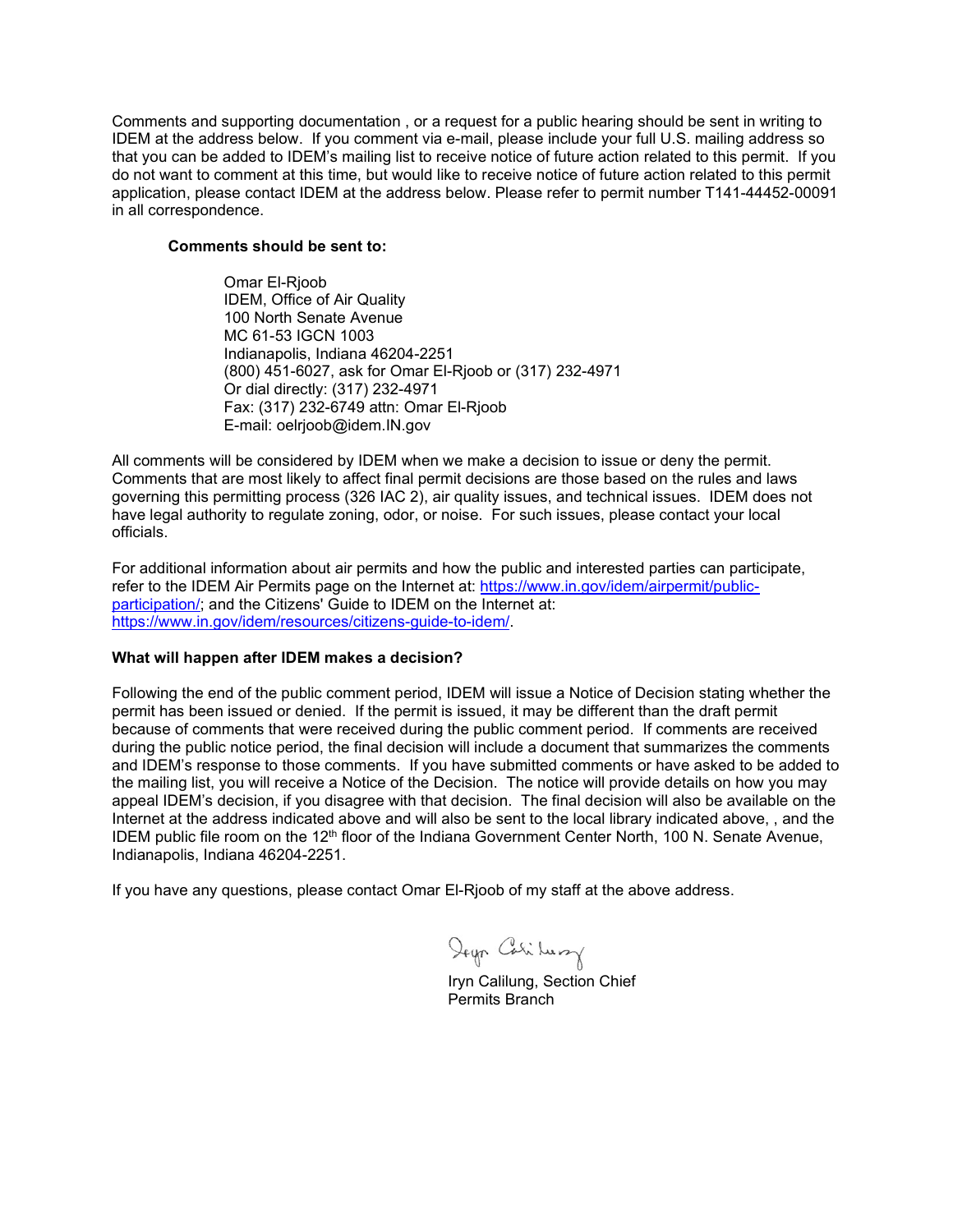Comments and supporting documentation , or a request for a public hearing should be sent in writing to IDEM at the address below. If you comment via e-mail, please include your full U.S. mailing address so that you can be added to IDEM's mailing list to receive notice of future action related to this permit. If you do not want to comment at this time, but would like to receive notice of future action related to this permit application, please contact IDEM at the address below. Please refer to permit number T141-44452-00091 in all correspondence.

**Comments should be sent to:**

Omar El-Rjoob
IDEM, Office of Air Quality
100 North Senate Avenue
MC 61-53 IGCN 1003
Indianapolis, Indiana 46204-2251
(800) 451-6027, ask for Omar El-Rjoob or (317) 232-4971
Or dial directly: (317) 232-4971
Fax: (317) 232-6749 attn: Omar El-Rjoob
E-mail: oelrjoob@idem.IN.gov

All comments will be considered by IDEM when we make a decision to issue or deny the permit. Comments that are most likely to affect final permit decisions are those based on the rules and laws governing this permitting process (326 IAC 2), air quality issues, and technical issues. IDEM does not have legal authority to regulate zoning, odor, or noise. For such issues, please contact your local officials.

For additional information about air permits and how the public and interested parties can participate, refer to the IDEM Air Permits page on the Internet at: https://www.in.gov/idem/airpermit/public-participation/; and the Citizens' Guide to IDEM on the Internet at: https://www.in.gov/idem/resources/citizens-guide-to-idem/.

**What will happen after IDEM makes a decision?**

Following the end of the public comment period, IDEM will issue a Notice of Decision stating whether the permit has been issued or denied. If the permit is issued, it may be different than the draft permit because of comments that were received during the public comment period. If comments are received during the public notice period, the final decision will include a document that summarizes the comments and IDEM's response to those comments. If you have submitted comments or have asked to be added to the mailing list, you will receive a Notice of the Decision. The notice will provide details on how you may appeal IDEM's decision, if you disagree with that decision. The final decision will also be available on the Internet at the address indicated above and will also be sent to the local library indicated above, , and the IDEM public file room on the 12th floor of the Indiana Government Center North, 100 N. Senate Avenue, Indianapolis, Indiana 46204-2251.

If you have any questions, please contact Omar El-Rjoob of my staff at the above address.

Iryn Calilung, Section Chief
Permits Branch